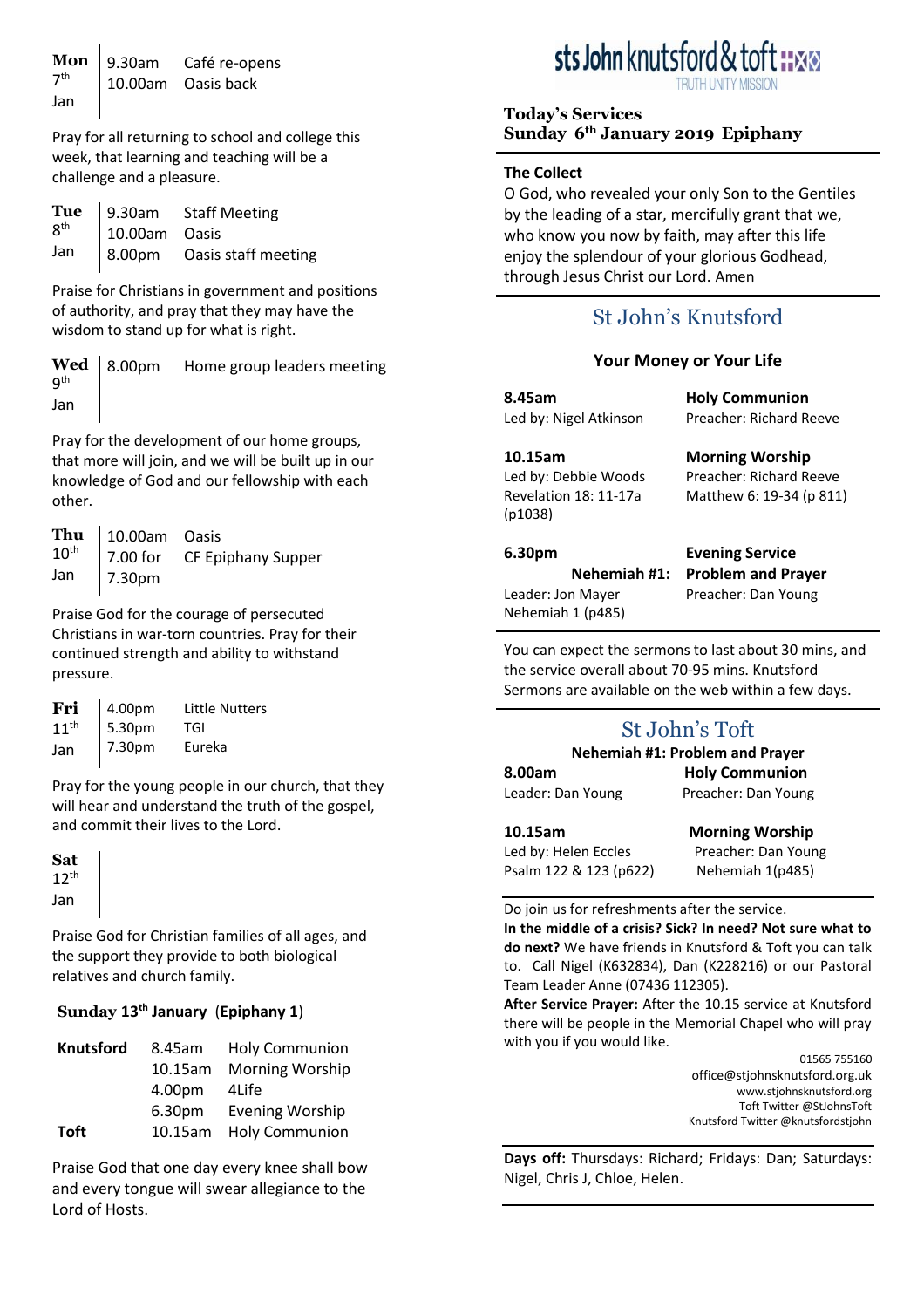| | | |
|---|---|---|
| **Mon** 7th Jan | 9.30am | Café re-opens |
| | 10.00am | Oasis back |

Pray for all returning to school and college this week, that learning and teaching will be a challenge and a pleasure.

| | | |
|---|---|---|
| **Tue** 8th Jan | 9.30am | Staff Meeting |
| | 10.00am | Oasis |
| | 8.00pm | Oasis staff meeting |

Praise for Christians in government and positions of authority, and pray that they may have the wisdom to stand up for what is right.

| | | |
|---|---|---|
| **Wed** 9th Jan | 8.00pm | Home group leaders meeting |

Pray for the development of our home groups, that more will join, and we will be built up in our knowledge of God and our fellowship with each other.

| | | |
|---|---|---|
| **Thu** 10th Jan | 10.00am | Oasis |
| | 7.00 for 7.30pm | CF Epiphany Supper |

Praise God for the courage of persecuted Christians in war-torn countries. Pray for their continued strength and ability to withstand pressure.

| | | |
|---|---|---|
| **Fri** 11th Jan | 4.00pm | Little Nutters |
| | 5.30pm | TGI |
| | 7.30pm | Eureka |

Pray for the young people in our church, that they will hear and understand the truth of the gospel, and commit their lives to the Lord.

**Sat** 12th Jan

Praise God for Christian families of all ages, and the support they provide to both biological relatives and church family.

**Sunday 13th January (Epiphany 1)**

| | | |
|---|---|---|
| **Knutsford** | 8.45am | Holy Communion |
| | 10.15am | Morning Worship |
| | 4.00pm | 4Life |
| | 6.30pm | Evening Worship |
| **Toft** | 10.15am | Holy Communion |

Praise God that one day every knee shall bow and every tongue will swear allegiance to the Lord of Hosts.

# sts John knutsford & toft

TRUTH UNITY MISSION

**Today's Services**
**Sunday 6th January 2019 Epiphany**

**The Collect**
O God, who revealed your only Son to the Gentiles by the leading of a star, mercifully grant that we, who know you now by faith, may after this life enjoy the splendour of your glorious Godhead, through Jesus Christ our Lord. Amen

## St John's Knutsford

**Your Money or Your Life**

**8.45am** — **Holy Communion**
Led by: Nigel Atkinson — Preacher: Richard Reeve

**10.15am** — **Morning Worship**
Led by: Debbie Woods — Preacher: Richard Reeve
Revelation 18: 11-17a (p1038) — Matthew 6: 19-34 (p 811)

**6.30pm** — **Evening Service**
**Nehemiah #1: Problem and Prayer**
Leader: Jon Mayer — Preacher: Dan Young
Nehemiah 1 (p485)

You can expect the sermons to last about 30 mins, and the service overall about 70-95 mins. Knutsford Sermons are available on the web within a few days.

## St John's Toft

**Nehemiah #1: Problem and Prayer**

**8.00am** — **Holy Communion**
Leader: Dan Young — Preacher: Dan Young

**10.15am** — **Morning Worship**
Led by: Helen Eccles — Preacher: Dan Young
Psalm 122 & 123 (p622) — Nehemiah 1(p485)

Do join us for refreshments after the service.

**In the middle of a crisis? Sick? In need? Not sure what to do next?** We have friends in Knutsford & Toft you can talk to. Call Nigel (K632834), Dan (K228216) or our Pastoral Team Leader Anne (07436 112305).

**After Service Prayer:** After the 10.15 service at Knutsford there will be people in the Memorial Chapel who will pray with you if you would like.

01565 755160
office@stjohnsknutsford.org.uk
www.stjohnsknutsford.org
Toft Twitter @StJohnsToft
Knutsford Twitter @knutsfordstjohn

**Days off:** Thursdays: Richard; Fridays: Dan; Saturdays: Nigel, Chris J, Chloe, Helen.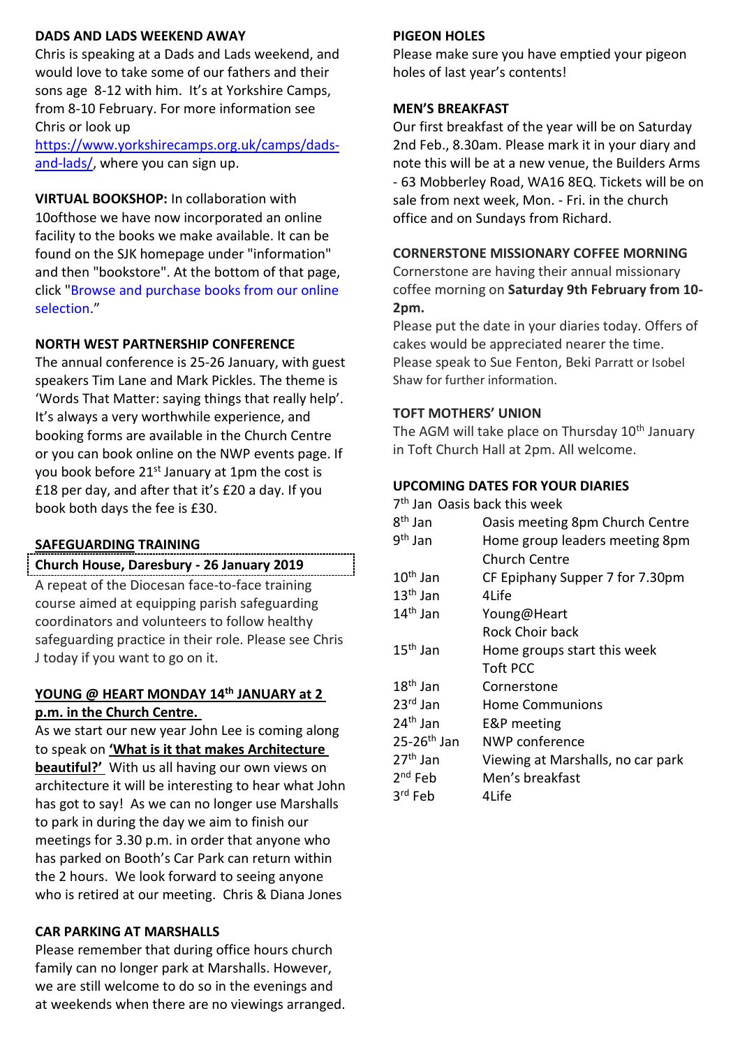### DADS AND LADS WEEKEND AWAY

Chris is speaking at a Dads and Lads weekend, and would love to take some of our fathers and their sons age 8-12 with him. It's at Yorkshire Camps, from 8-10 February. For more information see Chris or look up https://www.yorkshirecamps.org.uk/camps/dads-and-lads/, where you can sign up.

**VIRTUAL BOOKSHOP:** In collaboration with 10ofthose we have now incorporated an online facility to the books we make available. It can be found on the SJK homepage under "information" and then "bookstore". At the bottom of that page, click "Browse and purchase books from our online selection."

### NORTH WEST PARTNERSHIP CONFERENCE

The annual conference is 25-26 January, with guest speakers Tim Lane and Mark Pickles. The theme is 'Words That Matter: saying things that really help'. It's always a very worthwhile experience, and booking forms are available in the Church Centre or you can book online on the NWP events page. If you book before 21st January at 1pm the cost is £18 per day, and after that it's £20 a day. If you book both days the fee is £30.

### SAFEGUARDING TRAINING

**Church House, Daresbury - 26 January 2019**

A repeat of the Diocesan face-to-face training course aimed at equipping parish safeguarding coordinators and volunteers to follow healthy safeguarding practice in their role. Please see Chris J today if you want to go on it.

### YOUNG @ HEART MONDAY 14th JANUARY at 2 p.m. in the Church Centre.

As we start our new year John Lee is coming along to speak on **'What is it that makes Architecture beautiful?'** With us all having our own views on architecture it will be interesting to hear what John has got to say! As we can no longer use Marshalls to park in during the day we aim to finish our meetings for 3.30 p.m. in order that anyone who has parked on Booth's Car Park can return within the 2 hours. We look forward to seeing anyone who is retired at our meeting. Chris & Diana Jones

### CAR PARKING AT MARSHALLS

Please remember that during office hours church family can no longer park at Marshalls. However, we are still welcome to do so in the evenings and at weekends when there are no viewings arranged.

### PIGEON HOLES

Please make sure you have emptied your pigeon holes of last year's contents!

### MEN'S BREAKFAST

Our first breakfast of the year will be on Saturday 2nd Feb., 8.30am. Please mark it in your diary and note this will be at a new venue, the Builders Arms - 63 Mobberley Road, WA16 8EQ. Tickets will be on sale from next week, Mon. - Fri. in the church office and on Sundays from Richard.

### CORNERSTONE MISSIONARY COFFEE MORNING

Cornerstone are having their annual missionary coffee morning on **Saturday 9th February from 10-2pm.**

Please put the date in your diaries today. Offers of cakes would be appreciated nearer the time. Please speak to Sue Fenton, Beki Parratt or Isobel Shaw for further information.

### TOFT MOTHERS' UNION

The AGM will take place on Thursday 10th January in Toft Church Hall at 2pm. All welcome.

### UPCOMING DATES FOR YOUR DIARIES

| | |
|---|---|
| 7th Jan | Oasis back this week |
| 8th Jan | Oasis meeting 8pm Church Centre |
| 9th Jan | Home group leaders meeting 8pm Church Centre |
| 10th Jan | CF Epiphany Supper 7 for 7.30pm |
| 13th Jan | 4Life |
| 14th Jan | Young@Heart<br>Rock Choir back |
| 15th Jan | Home groups start this week<br>Toft PCC |
| 18th Jan | Cornerstone |
| 23rd Jan | Home Communions |
| 24th Jan | E&P meeting |
| 25-26th Jan | NWP conference |
| 27th Jan | Viewing at Marshalls, no car park |
| 2nd Feb | Men's breakfast |
| 3rd Feb | 4Life |